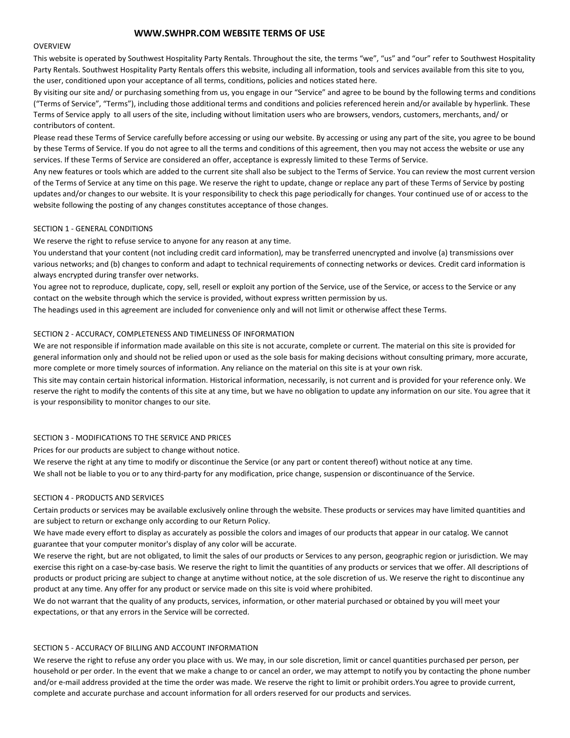# WWW.SWHPR.COM WEBSITE TERMS OF USE

OVERVIEW

This website is operated by Southwest Hospitality Party Rentals. Throughout the site, the terms “we”, “us” and “our” refer to Southwest Hospitality Party Rentals. Southwest Hospitality Party Rentals offers this website, including all information, tools and services available from this site to you, the user, conditioned upon your acceptance of all terms, conditions, policies and notices stated here.

By visiting our site and/ or purchasing something from us, you engage in our “Service” and agree to be bound by the following terms and conditions (“Terms of Service”, “Terms”), including those additional terms and conditions and policies referenced herein and/or available by hyperlink. These Terms of Service apply to all users of the site, including without limitation users who are browsers, vendors, customers, merchants, and/ or contributors of content.

Please read these Terms of Service carefully before accessing or using our website. By accessing or using any part of the site, you agree to be bound by these Terms of Service. If you do not agree to all the terms and conditions of this agreement, then you may not access the website or use any services. If these Terms of Service are considered an offer, acceptance is expressly limited to these Terms of Service.

Any new features or tools which are added to the current site shall also be subject to the Terms of Service. You can review the most current version of the Terms of Service at any time on this page. We reserve the right to update, change or replace any part of these Terms of Service by posting updates and/or changes to our website. It is your responsibility to check this page periodically for changes. Your continued use of or access to the website following the posting of any changes constitutes acceptance of those changes.

SECTION 1 - GENERAL CONDITIONS

We reserve the right to refuse service to anyone for any reason at any time.

You understand that your content (not including credit card information), may be transferred unencrypted and involve (a) transmissions over various networks; and (b) changes to conform and adapt to technical requirements of connecting networks or devices. Credit card information is always encrypted during transfer over networks.

You agree not to reproduce, duplicate, copy, sell, resell or exploit any portion of the Service, use of the Service, or access to the Service or any contact on the website through which the service is provided, without express written permission by us.

The headings used in this agreement are included for convenience only and will not limit or otherwise affect these Terms.

SECTION 2 - ACCURACY, COMPLETENESS AND TIMELINESS OF INFORMATION

We are not responsible if information made available on this site is not accurate, complete or current. The material on this site is provided for general information only and should not be relied upon or used as the sole basis for making decisions without consulting primary, more accurate, more complete or more timely sources of information. Any reliance on the material on this site is at your own risk.

This site may contain certain historical information. Historical information, necessarily, is not current and is provided for your reference only. We reserve the right to modify the contents of this site at any time, but we have no obligation to update any information on our site. You agree that it is your responsibility to monitor changes to our site.

SECTION 3 - MODIFICATIONS TO THE SERVICE AND PRICES

Prices for our products are subject to change without notice.

We reserve the right at any time to modify or discontinue the Service (or any part or content thereof) without notice at any time.

We shall not be liable to you or to any third-party for any modification, price change, suspension or discontinuance of the Service.

SECTION 4 - PRODUCTS AND SERVICES

Certain products or services may be available exclusively online through the website. These products or services may have limited quantities and are subject to return or exchange only according to our Return Policy.

We have made every effort to display as accurately as possible the colors and images of our products that appear in our catalog. We cannot guarantee that your computer monitor's display of any color will be accurate.

We reserve the right, but are not obligated, to limit the sales of our products or Services to any person, geographic region or jurisdiction. We may exercise this right on a case-by-case basis. We reserve the right to limit the quantities of any products or services that we offer. All descriptions of products or product pricing are subject to change at anytime without notice, at the sole discretion of us. We reserve the right to discontinue any product at any time. Any offer for any product or service made on this site is void where prohibited.

We do not warrant that the quality of any products, services, information, or other material purchased or obtained by you will meet your expectations, or that any errors in the Service will be corrected.

SECTION 5 - ACCURACY OF BILLING AND ACCOUNT INFORMATION

We reserve the right to refuse any order you place with us. We may, in our sole discretion, limit or cancel quantities purchased per person, per household or per order. In the event that we make a change to or cancel an order, we may attempt to notify you by contacting the phone number and/or e-mail address provided at the time the order was made. We reserve the right to limit or prohibit orders.You agree to provide current, complete and accurate purchase and account information for all orders reserved for our products and services.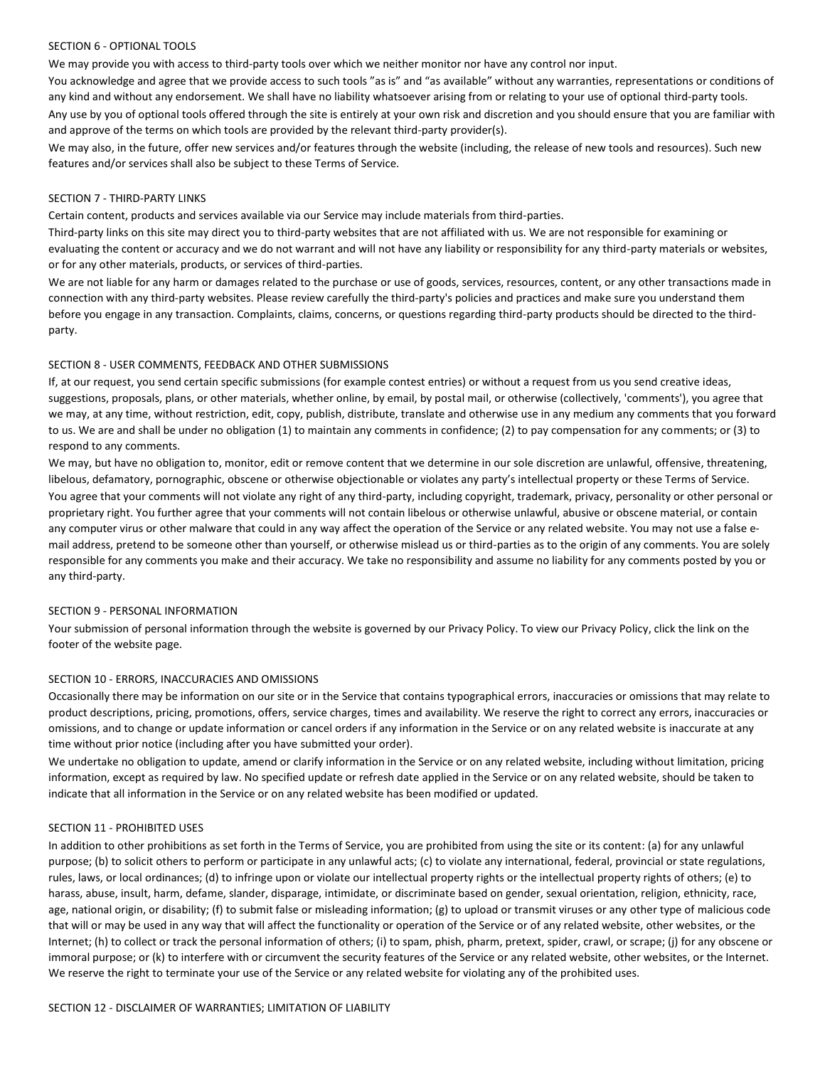## SECTION 6 - OPTIONAL TOOLS

We may provide you with access to third-party tools over which we neither monitor nor have any control nor input.

You acknowledge and agree that we provide access to such tools "as is" and "as available" without any warranties, representations or conditions of any kind and without any endorsement. We shall have no liability whatsoever arising from or relating to your use of optional third-party tools.

Any use by you of optional tools offered through the site is entirely at your own risk and discretion and you should ensure that you are familiar with and approve of the terms on which tools are provided by the relevant third-party provider(s).

We may also, in the future, offer new services and/or features through the website (including, the release of new tools and resources). Such new features and/or services shall also be subject to these Terms of Service.

## SECTION 7 - THIRD-PARTY LINKS

Certain content, products and services available via our Service may include materials from third-parties.

Third-party links on this site may direct you to third-party websites that are not affiliated with us. We are not responsible for examining or evaluating the content or accuracy and we do not warrant and will not have any liability or responsibility for any third-party materials or websites, or for any other materials, products, or services of third-parties.

We are not liable for any harm or damages related to the purchase or use of goods, services, resources, content, or any other transactions made in connection with any third-party websites. Please review carefully the third-party's policies and practices and make sure you understand them before you engage in any transaction. Complaints, claims, concerns, or questions regarding third-party products should be directed to the third-party.

## SECTION 8 - USER COMMENTS, FEEDBACK AND OTHER SUBMISSIONS

If, at our request, you send certain specific submissions (for example contest entries) or without a request from us you send creative ideas, suggestions, proposals, plans, or other materials, whether online, by email, by postal mail, or otherwise (collectively, 'comments'), you agree that we may, at any time, without restriction, edit, copy, publish, distribute, translate and otherwise use in any medium any comments that you forward to us. We are and shall be under no obligation (1) to maintain any comments in confidence; (2) to pay compensation for any comments; or (3) to respond to any comments.

We may, but have no obligation to, monitor, edit or remove content that we determine in our sole discretion are unlawful, offensive, threatening, libelous, defamatory, pornographic, obscene or otherwise objectionable or violates any party's intellectual property or these Terms of Service.

You agree that your comments will not violate any right of any third-party, including copyright, trademark, privacy, personality or other personal or proprietary right. You further agree that your comments will not contain libelous or otherwise unlawful, abusive or obscene material, or contain any computer virus or other malware that could in any way affect the operation of the Service or any related website. You may not use a false e-mail address, pretend to be someone other than yourself, or otherwise mislead us or third-parties as to the origin of any comments. You are solely responsible for any comments you make and their accuracy. We take no responsibility and assume no liability for any comments posted by you or any third-party.

## SECTION 9 - PERSONAL INFORMATION

Your submission of personal information through the website is governed by our Privacy Policy. To view our Privacy Policy, click the link on the footer of the website page.

## SECTION 10 - ERRORS, INACCURACIES AND OMISSIONS

Occasionally there may be information on our site or in the Service that contains typographical errors, inaccuracies or omissions that may relate to product descriptions, pricing, promotions, offers, service charges, times and availability. We reserve the right to correct any errors, inaccuracies or omissions, and to change or update information or cancel orders if any information in the Service or on any related website is inaccurate at any time without prior notice (including after you have submitted your order).

We undertake no obligation to update, amend or clarify information in the Service or on any related website, including without limitation, pricing information, except as required by law. No specified update or refresh date applied in the Service or on any related website, should be taken to indicate that all information in the Service or on any related website has been modified or updated.

## SECTION 11 - PROHIBITED USES

In addition to other prohibitions as set forth in the Terms of Service, you are prohibited from using the site or its content: (a) for any unlawful purpose; (b) to solicit others to perform or participate in any unlawful acts; (c) to violate any international, federal, provincial or state regulations, rules, laws, or local ordinances; (d) to infringe upon or violate our intellectual property rights or the intellectual property rights of others; (e) to harass, abuse, insult, harm, defame, slander, disparage, intimidate, or discriminate based on gender, sexual orientation, religion, ethnicity, race, age, national origin, or disability; (f) to submit false or misleading information; (g) to upload or transmit viruses or any other type of malicious code that will or may be used in any way that will affect the functionality or operation of the Service or of any related website, other websites, or the Internet; (h) to collect or track the personal information of others; (i) to spam, phish, pharm, pretext, spider, crawl, or scrape; (j) for any obscene or immoral purpose; or (k) to interfere with or circumvent the security features of the Service or any related website, other websites, or the Internet. We reserve the right to terminate your use of the Service or any related website for violating any of the prohibited uses.

## SECTION 12 - DISCLAIMER OF WARRANTIES; LIMITATION OF LIABILITY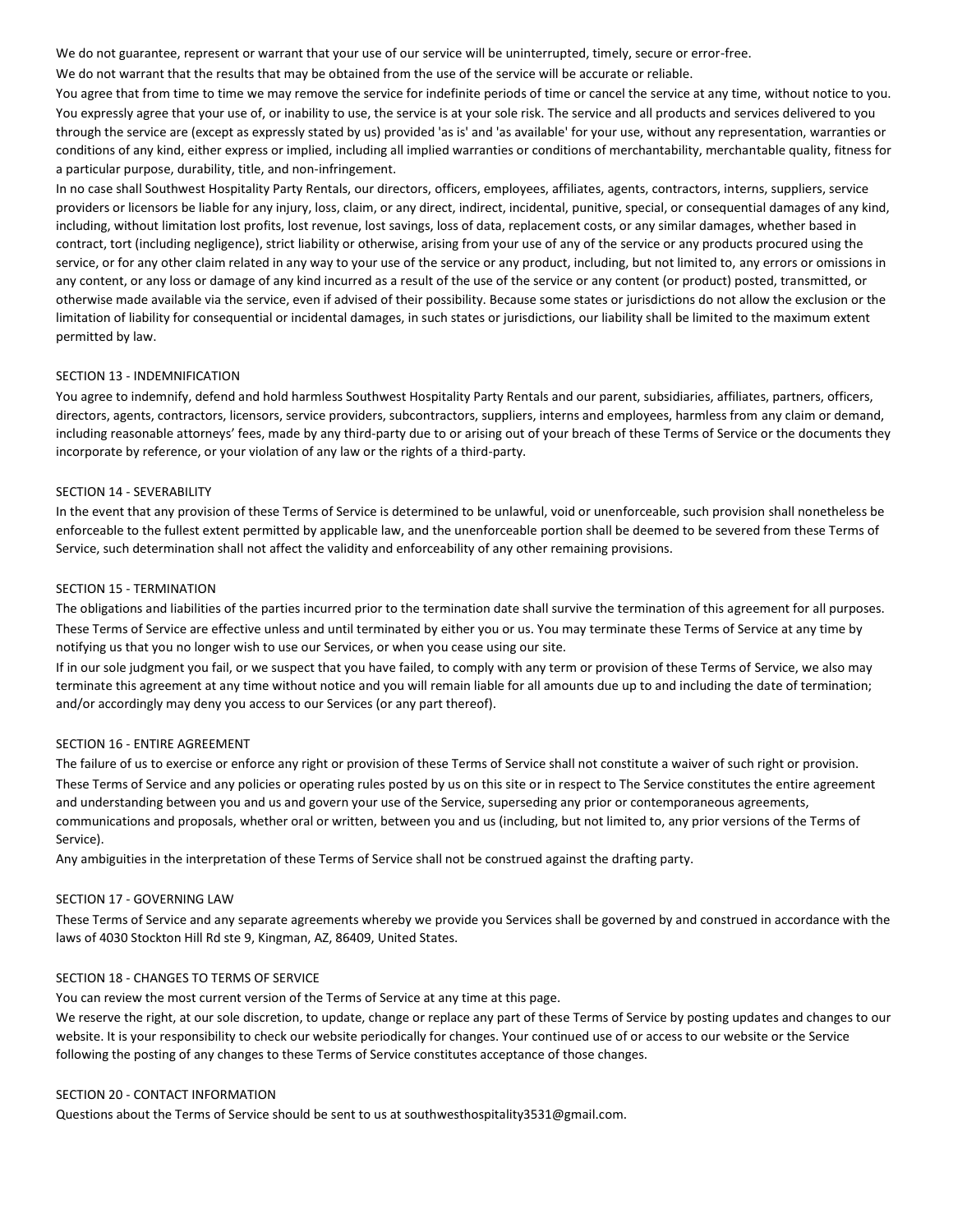We do not guarantee, represent or warrant that your use of our service will be uninterrupted, timely, secure or error-free.

We do not warrant that the results that may be obtained from the use of the service will be accurate or reliable.

You agree that from time to time we may remove the service for indefinite periods of time or cancel the service at any time, without notice to you.

You expressly agree that your use of, or inability to use, the service is at your sole risk. The service and all products and services delivered to you through the service are (except as expressly stated by us) provided 'as is' and 'as available' for your use, without any representation, warranties or conditions of any kind, either express or implied, including all implied warranties or conditions of merchantability, merchantable quality, fitness for a particular purpose, durability, title, and non-infringement.

In no case shall Southwest Hospitality Party Rentals, our directors, officers, employees, affiliates, agents, contractors, interns, suppliers, service providers or licensors be liable for any injury, loss, claim, or any direct, indirect, incidental, punitive, special, or consequential damages of any kind, including, without limitation lost profits, lost revenue, lost savings, loss of data, replacement costs, or any similar damages, whether based in contract, tort (including negligence), strict liability or otherwise, arising from your use of any of the service or any products procured using the service, or for any other claim related in any way to your use of the service or any product, including, but not limited to, any errors or omissions in any content, or any loss or damage of any kind incurred as a result of the use of the service or any content (or product) posted, transmitted, or otherwise made available via the service, even if advised of their possibility. Because some states or jurisdictions do not allow the exclusion or the limitation of liability for consequential or incidental damages, in such states or jurisdictions, our liability shall be limited to the maximum extent permitted by law.

SECTION 13 - INDEMNIFICATION

You agree to indemnify, defend and hold harmless Southwest Hospitality Party Rentals and our parent, subsidiaries, affiliates, partners, officers, directors, agents, contractors, licensors, service providers, subcontractors, suppliers, interns and employees, harmless from any claim or demand, including reasonable attorneys' fees, made by any third-party due to or arising out of your breach of these Terms of Service or the documents they incorporate by reference, or your violation of any law or the rights of a third-party.

SECTION 14 - SEVERABILITY

In the event that any provision of these Terms of Service is determined to be unlawful, void or unenforceable, such provision shall nonetheless be enforceable to the fullest extent permitted by applicable law, and the unenforceable portion shall be deemed to be severed from these Terms of Service, such determination shall not affect the validity and enforceability of any other remaining provisions.

SECTION 15 - TERMINATION

The obligations and liabilities of the parties incurred prior to the termination date shall survive the termination of this agreement for all purposes.

These Terms of Service are effective unless and until terminated by either you or us. You may terminate these Terms of Service at any time by notifying us that you no longer wish to use our Services, or when you cease using our site.

If in our sole judgment you fail, or we suspect that you have failed, to comply with any term or provision of these Terms of Service, we also may terminate this agreement at any time without notice and you will remain liable for all amounts due up to and including the date of termination; and/or accordingly may deny you access to our Services (or any part thereof).

SECTION 16 - ENTIRE AGREEMENT

The failure of us to exercise or enforce any right or provision of these Terms of Service shall not constitute a waiver of such right or provision.

These Terms of Service and any policies or operating rules posted by us on this site or in respect to The Service constitutes the entire agreement and understanding between you and us and govern your use of the Service, superseding any prior or contemporaneous agreements, communications and proposals, whether oral or written, between you and us (including, but not limited to, any prior versions of the Terms of Service).

Any ambiguities in the interpretation of these Terms of Service shall not be construed against the drafting party.

SECTION 17 - GOVERNING LAW

These Terms of Service and any separate agreements whereby we provide you Services shall be governed by and construed in accordance with the laws of 4030 Stockton Hill Rd ste 9, Kingman, AZ, 86409, United States.

SECTION 18 - CHANGES TO TERMS OF SERVICE

You can review the most current version of the Terms of Service at any time at this page.

We reserve the right, at our sole discretion, to update, change or replace any part of these Terms of Service by posting updates and changes to our website. It is your responsibility to check our website periodically for changes. Your continued use of or access to our website or the Service following the posting of any changes to these Terms of Service constitutes acceptance of those changes.

SECTION 20 - CONTACT INFORMATION

Questions about the Terms of Service should be sent to us at southwesthospitality3531@gmail.com.